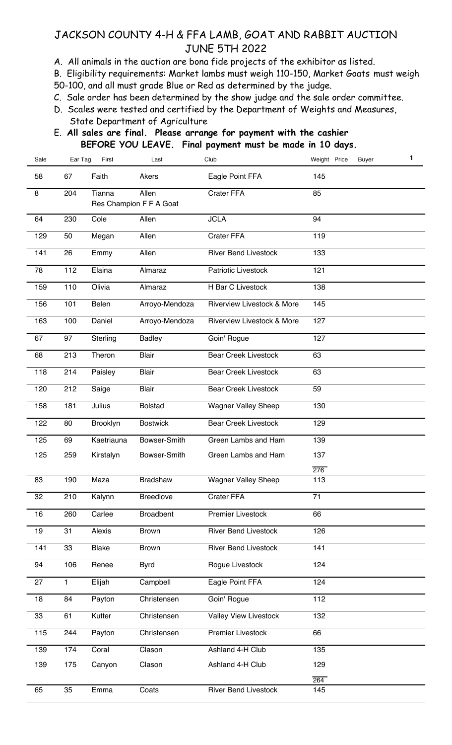# JACKSON COUNTY 4-H & FFA LAMB, GOAT AND RABBIT AUCTION

## JUNE 5TH 2022

A. All animals in the auction are bona fide projects of the exhibitor as listed.

B. Eligibility requirements: Market lambs must weigh 110-150, Market Goats must weigh 50-100, and all must grade Blue or Red as determined by the judge.

C. Sale order has been determined by the show judge and the sale order committee.

D. Scales were tested and certified by the Department of Weights and Measures, State Department of Agriculture

E. **All sales are final. Please arrange for payment with the cashier BEFORE YOU LEAVE. Final payment must be made in 10 days.**

| Sale | Ear Tag | First | Last | Club | Weight | Price | Buyer |
|---|---|---|---|---|---|---|---|
| 58 | 67 | Faith | Akers | Eagle Point FFA | 145 | | |
| 8 | 204 | Tianna | Allen | Crater FFA | 85 | | |
| | | Res Champion F F A Goat | | | | | |
| 64 | 230 | Cole | Allen | JCLA | 94 | | |
| 129 | 50 | Megan | Allen | Crater FFA | 119 | | |
| 141 | 26 | Emmy | Allen | River Bend Livestock | 133 | | |
| 78 | 112 | Elaina | Almaraz | Patriotic Livestock | 121 | | |
| 159 | 110 | Olivia | Almaraz | H Bar C Livestock | 138 | | |
| 156 | 101 | Belen | Arroyo-Mendoza | Riverview Livestock & More | 145 | | |
| 163 | 100 | Daniel | Arroyo-Mendoza | Riverview Livestock & More | 127 | | |
| 67 | 97 | Sterling | Badley | Goin' Rogue | 127 | | |
| 68 | 213 | Theron | Blair | Bear Creek Livestock | 63 | | |
| 118 | 214 | Paisley | Blair | Bear Creek Livestock | 63 | | |
| 120 | 212 | Saige | Blair | Bear Creek Livestock | 59 | | |
| 158 | 181 | Julius | Bolstad | Wagner Valley Sheep | 130 | | |
| 122 | 80 | Brooklyn | Bostwick | Bear Creek Livestock | 129 | | |
| 125 | 69 | Kaetriauna | Bowser-Smith | Green Lambs and Ham | 139 | | |
| 125 | 259 | Kirstalyn | Bowser-Smith | Green Lambs and Ham | 137 | | |
| | | | | | 276 | | |
| 83 | 190 | Maza | Bradshaw | Wagner Valley Sheep | 113 | | |
| 32 | 210 | Kalynn | Breedlove | Crater FFA | 71 | | |
| 16 | 260 | Carlee | Broadbent | Premier Livestock | 66 | | |
| 19 | 31 | Alexis | Brown | River Bend Livestock | 126 | | |
| 141 | 33 | Blake | Brown | River Bend Livestock | 141 | | |
| 94 | 106 | Renee | Byrd | Rogue Livestock | 124 | | |
| 27 | 1 | Elijah | Campbell | Eagle Point FFA | 124 | | |
| 18 | 84 | Payton | Christensen | Goin' Rogue | 112 | | |
| 33 | 61 | Kutter | Christensen | Valley View Livestock | 132 | | |
| 115 | 244 | Payton | Christensen | Premier Livestock | 66 | | |
| 139 | 174 | Coral | Clason | Ashland 4-H Club | 135 | | |
| 139 | 175 | Canyon | Clason | Ashland 4-H Club | 129 | | |
| | | | | | 264 | | |
| 65 | 35 | Emma | Coats | River Bend Livestock | 145 | | |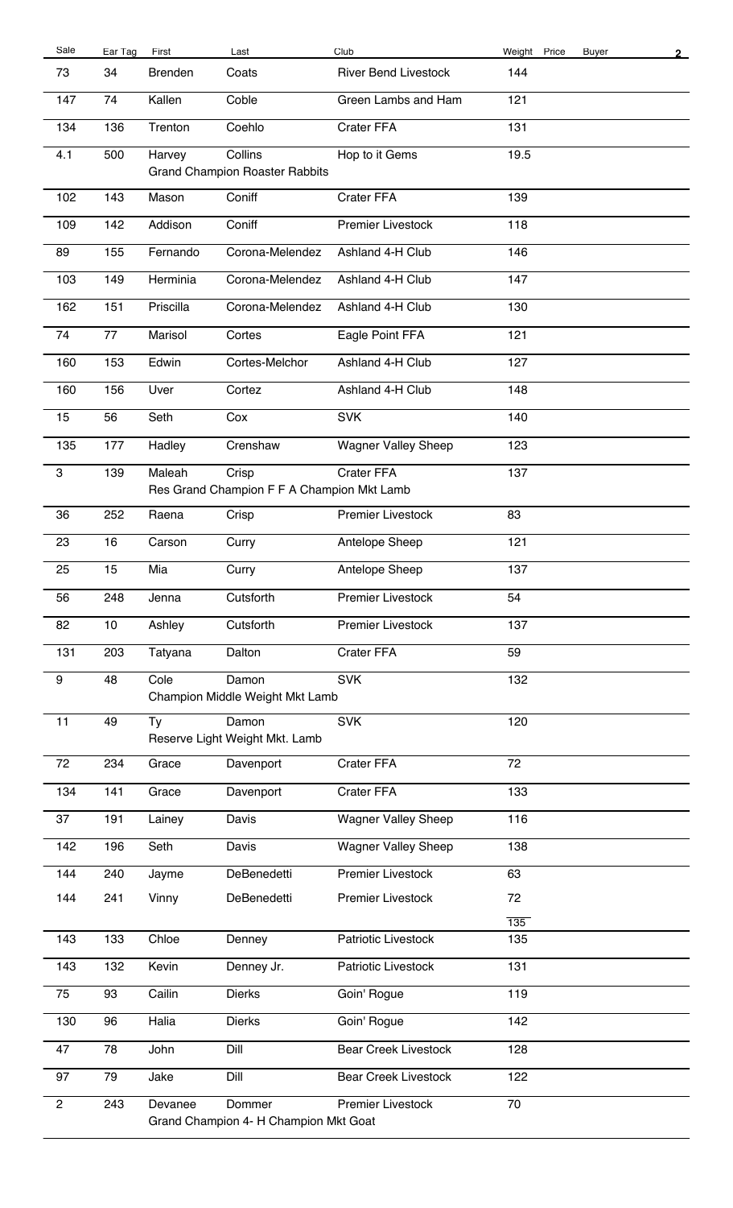| Sale | Ear Tag | First | Last | Club | Weight | Price | Buyer |
|---|---|---|---|---|---|---|---|
| 73 | 34 | Brenden | Coats | River Bend Livestock | 144 | | |
| 147 | 74 | Kallen | Coble | Green Lambs and Ham | 121 | | |
| 134 | 136 | Trenton | Coehlo | Crater FFA | 131 | | |
| 4.1 | 500 | Harvey | Collins<br>Grand Champion Roaster Rabbits | Hop to it Gems | 19.5 | | |
| 102 | 143 | Mason | Coniff | Crater FFA | 139 | | |
| 109 | 142 | Addison | Coniff | Premier Livestock | 118 | | |
| 89 | 155 | Fernando | Corona-Melendez | Ashland 4-H Club | 146 | | |
| 103 | 149 | Herminia | Corona-Melendez | Ashland 4-H Club | 147 | | |
| 162 | 151 | Priscilla | Corona-Melendez | Ashland 4-H Club | 130 | | |
| 74 | 77 | Marisol | Cortes | Eagle Point FFA | 121 | | |
| 160 | 153 | Edwin | Cortes-Melchor | Ashland 4-H Club | 127 | | |
| 160 | 156 | Uver | Cortez | Ashland 4-H Club | 148 | | |
| 15 | 56 | Seth | Cox | SVK | 140 | | |
| 135 | 177 | Hadley | Crenshaw | Wagner Valley Sheep | 123 | | |
| 3 | 139 | Maleah | Crisp<br>Res Grand Champion F F A Champion Mkt Lamb | Crater FFA | 137 | | |
| 36 | 252 | Raena | Crisp | Premier Livestock | 83 | | |
| 23 | 16 | Carson | Curry | Antelope Sheep | 121 | | |
| 25 | 15 | Mia | Curry | Antelope Sheep | 137 | | |
| 56 | 248 | Jenna | Cutsforth | Premier Livestock | 54 | | |
| 82 | 10 | Ashley | Cutsforth | Premier Livestock | 137 | | |
| 131 | 203 | Tatyana | Dalton | Crater FFA | 59 | | |
| 9 | 48 | Cole | Damon<br>Champion Middle Weight Mkt Lamb | SVK | 132 | | |
| 11 | 49 | Ty | Damon<br>Reserve Light Weight Mkt. Lamb | SVK | 120 | | |
| 72 | 234 | Grace | Davenport | Crater FFA | 72 | | |
| 134 | 141 | Grace | Davenport | Crater FFA | 133 | | |
| 37 | 191 | Lainey | Davis | Wagner Valley Sheep | 116 | | |
| 142 | 196 | Seth | Davis | Wagner Valley Sheep | 138 | | |
| 144 | 240 | Jayme | DeBenedetti | Premier Livestock | 63 | | |
| 144 | 241 | Vinny | DeBenedetti | Premier Livestock | 72<br>135 | | |
| 143 | 133 | Chloe | Denney | Patriotic Livestock | 135 | | |
| 143 | 132 | Kevin | Denney Jr. | Patriotic Livestock | 131 | | |
| 75 | 93 | Cailin | Dierks | Goin' Rogue | 119 | | |
| 130 | 96 | Halia | Dierks | Goin' Rogue | 142 | | |
| 47 | 78 | John | Dill | Bear Creek Livestock | 128 | | |
| 97 | 79 | Jake | Dill | Bear Creek Livestock | 122 | | |
| 2 | 243 | Devanee | Dommer<br>Grand Champion 4- H Champion Mkt Goat | Premier Livestock | 70 | | |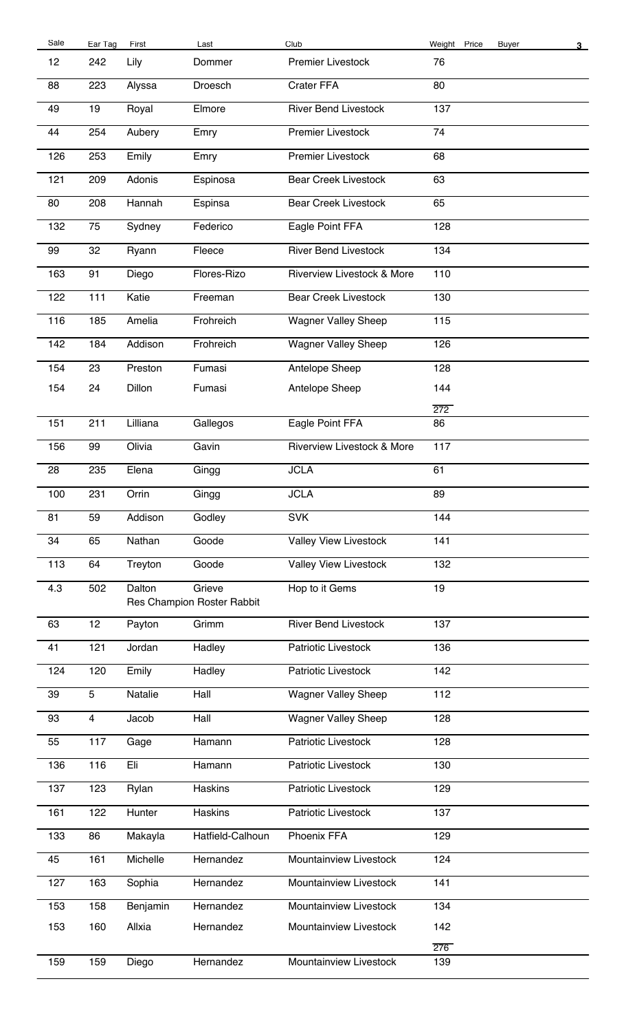| Sale | Ear Tag | First | Last | Club | Weight | Price | Buyer |
|---|---|---|---|---|---|---|---|
| 12 | 242 | Lily | Dommer | Premier Livestock | 76 | | |
| 88 | 223 | Alyssa | Droesch | Crater FFA | 80 | | |
| 49 | 19 | Royal | Elmore | River Bend Livestock | 137 | | |
| 44 | 254 | Aubery | Emry | Premier Livestock | 74 | | |
| 126 | 253 | Emily | Emry | Premier Livestock | 68 | | |
| 121 | 209 | Adonis | Espinosa | Bear Creek Livestock | 63 | | |
| 80 | 208 | Hannah | Espinsa | Bear Creek Livestock | 65 | | |
| 132 | 75 | Sydney | Federico | Eagle Point FFA | 128 | | |
| 99 | 32 | Ryann | Fleece | River Bend Livestock | 134 | | |
| 163 | 91 | Diego | Flores-Rizo | Riverview Livestock & More | 110 | | |
| 122 | 111 | Katie | Freeman | Bear Creek Livestock | 130 | | |
| 116 | 185 | Amelia | Frohreich | Wagner Valley Sheep | 115 | | |
| 142 | 184 | Addison | Frohreich | Wagner Valley Sheep | 126 | | |
| 154 | 23 | Preston | Fumasi | Antelope Sheep | 128 | | |
| 154 | 24 | Dillon | Fumasi | Antelope Sheep | 144 | | |
| | | | | | 272 | | |
| 151 | 211 | Lilliana | Gallegos | Eagle Point FFA | 86 | | |
| 156 | 99 | Olivia | Gavin | Riverview Livestock & More | 117 | | |
| 28 | 235 | Elena | Gingg | JCLA | 61 | | |
| 100 | 231 | Orrin | Gingg | JCLA | 89 | | |
| 81 | 59 | Addison | Godley | SVK | 144 | | |
| 34 | 65 | Nathan | Goode | Valley View Livestock | 141 | | |
| 113 | 64 | Treyton | Goode | Valley View Livestock | 132 | | |
| 4.3 | 502 | Dalton | Grieve<br>Res Champion Roster Rabbit | Hop to it Gems | 19 | | |
| 63 | 12 | Payton | Grimm | River Bend Livestock | 137 | | |
| 41 | 121 | Jordan | Hadley | Patriotic Livestock | 136 | | |
| 124 | 120 | Emily | Hadley | Patriotic Livestock | 142 | | |
| 39 | 5 | Natalie | Hall | Wagner Valley Sheep | 112 | | |
| 93 | 4 | Jacob | Hall | Wagner Valley Sheep | 128 | | |
| 55 | 117 | Gage | Hamann | Patriotic Livestock | 128 | | |
| 136 | 116 | Eli | Hamann | Patriotic Livestock | 130 | | |
| 137 | 123 | Rylan | Haskins | Patriotic Livestock | 129 | | |
| 161 | 122 | Hunter | Haskins | Patriotic Livestock | 137 | | |
| 133 | 86 | Makayla | Hatfield-Calhoun | Phoenix FFA | 129 | | |
| 45 | 161 | Michelle | Hernandez | Mountainview Livestock | 124 | | |
| 127 | 163 | Sophia | Hernandez | Mountainview Livestock | 141 | | |
| 153 | 158 | Benjamin | Hernandez | Mountainview Livestock | 134 | | |
| 153 | 160 | Allxia | Hernandez | Mountainview Livestock | 142 | | |
| | | | | | 276 | | |
| 159 | 159 | Diego | Hernandez | Mountainview Livestock | 139 | | |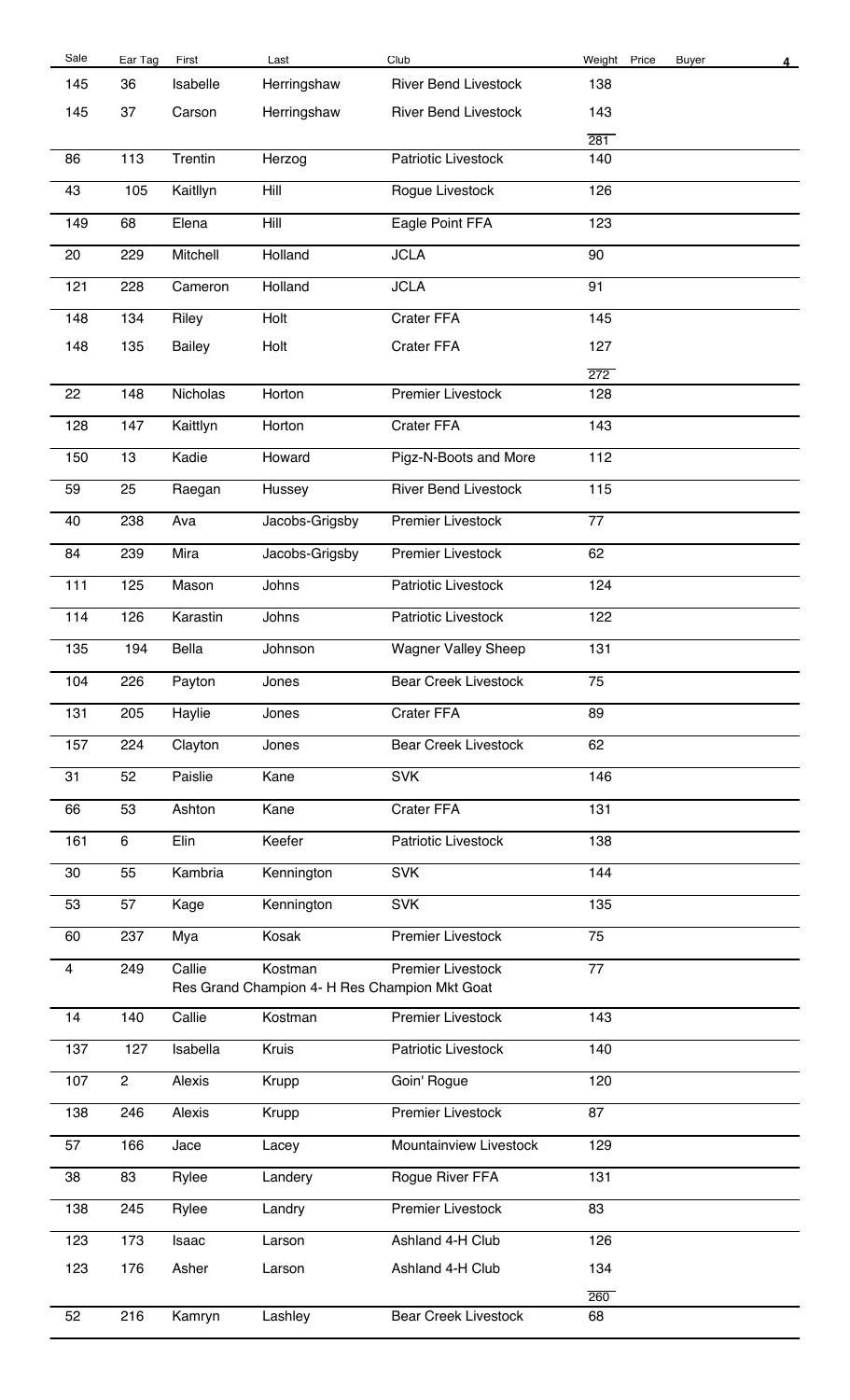| Sale | Ear Tag | First | Last | Club | Weight | Price | Buyer |
|---|---|---|---|---|---|---|---|
| 145 | 36 | Isabelle | Herringshaw | River Bend Livestock | 138 | | |
| 145 | 37 | Carson | Herringshaw | River Bend Livestock | 143 | | |
| | | | | | 281 | | |
| 86 | 113 | Trentin | Herzog | Patriotic Livestock | 140 | | |
| 43 | 105 | Kaitllyn | Hill | Rogue Livestock | 126 | | |
| 149 | 68 | Elena | Hill | Eagle Point FFA | 123 | | |
| 20 | 229 | Mitchell | Holland | JCLA | 90 | | |
| 121 | 228 | Cameron | Holland | JCLA | 91 | | |
| 148 | 134 | Riley | Holt | Crater FFA | 145 | | |
| 148 | 135 | Bailey | Holt | Crater FFA | 127 | | |
| | | | | | 272 | | |
| 22 | 148 | Nicholas | Horton | Premier Livestock | 128 | | |
| 128 | 147 | Kaittlyn | Horton | Crater FFA | 143 | | |
| 150 | 13 | Kadie | Howard | Pigz-N-Boots and More | 112 | | |
| 59 | 25 | Raegan | Hussey | River Bend Livestock | 115 | | |
| 40 | 238 | Ava | Jacobs-Grigsby | Premier Livestock | 77 | | |
| 84 | 239 | Mira | Jacobs-Grigsby | Premier Livestock | 62 | | |
| 111 | 125 | Mason | Johns | Patriotic Livestock | 124 | | |
| 114 | 126 | Karastin | Johns | Patriotic Livestock | 122 | | |
| 135 | 194 | Bella | Johnson | Wagner Valley Sheep | 131 | | |
| 104 | 226 | Payton | Jones | Bear Creek Livestock | 75 | | |
| 131 | 205 | Haylie | Jones | Crater FFA | 89 | | |
| 157 | 224 | Clayton | Jones | Bear Creek Livestock | 62 | | |
| 31 | 52 | Paislie | Kane | SVK | 146 | | |
| 66 | 53 | Ashton | Kane | Crater FFA | 131 | | |
| 161 | 6 | Elin | Keefer | Patriotic Livestock | 138 | | |
| 30 | 55 | Kambria | Kennington | SVK | 144 | | |
| 53 | 57 | Kage | Kennington | SVK | 135 | | |
| 60 | 237 | Mya | Kosak | Premier Livestock | 75 | | |
| 4 | 249 | Callie | Kostman | Premier Livestock | 77 | | |
| | | | Res Grand Champion 4- H Res Champion Mkt Goat | | | | |
| 14 | 140 | Callie | Kostman | Premier Livestock | 143 | | |
| 137 | 127 | Isabella | Kruis | Patriotic Livestock | 140 | | |
| 107 | 2 | Alexis | Krupp | Goin' Rogue | 120 | | |
| 138 | 246 | Alexis | Krupp | Premier Livestock | 87 | | |
| 57 | 166 | Jace | Lacey | Mountainview Livestock | 129 | | |
| 38 | 83 | Rylee | Landery | Rogue River FFA | 131 | | |
| 138 | 245 | Rylee | Landry | Premier Livestock | 83 | | |
| 123 | 173 | Isaac | Larson | Ashland 4-H Club | 126 | | |
| 123 | 176 | Asher | Larson | Ashland 4-H Club | 134 | | |
| | | | | | 260 | | |
| 52 | 216 | Kamryn | Lashley | Bear Creek Livestock | 68 | | |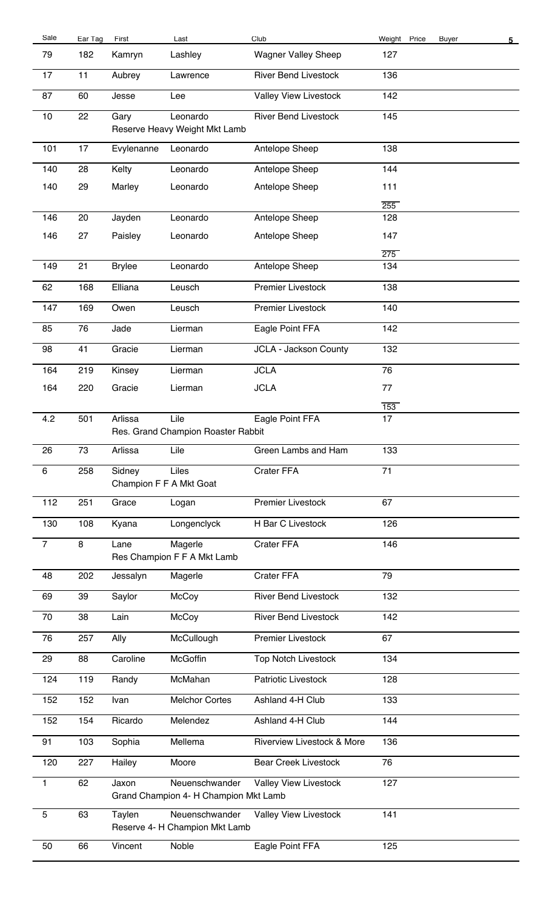| Sale | Ear Tag | First | Last | Club | Weight | Price | Buyer |
|---|---|---|---|---|---|---|---|
| 79 | 182 | Kamryn | Lashley | Wagner Valley Sheep | 127 | | |
| 17 | 11 | Aubrey | Lawrence | River Bend Livestock | 136 | | |
| 87 | 60 | Jesse | Lee | Valley View Livestock | 142 | | |
| 10 | 22 | Gary | Leonardo<br>Reserve Heavy Weight Mkt Lamb | River Bend Livestock | 145 | | |
| 101 | 17 | Evylenanne | Leonardo | Antelope Sheep | 138 | | |
| 140 | 28 | Kelty | Leonardo | Antelope Sheep | 144 | | |
| 140 | 29 | Marley | Leonardo | Antelope Sheep | 111 | | |
| | | | | | 255 | | |
| 146 | 20 | Jayden | Leonardo | Antelope Sheep | 128 | | |
| 146 | 27 | Paisley | Leonardo | Antelope Sheep | 147 | | |
| | | | | | 275 | | |
| 149 | 21 | Brylee | Leonardo | Antelope Sheep | 134 | | |
| 62 | 168 | Elliana | Leusch | Premier Livestock | 138 | | |
| 147 | 169 | Owen | Leusch | Premier Livestock | 140 | | |
| 85 | 76 | Jade | Lierman | Eagle Point FFA | 142 | | |
| 98 | 41 | Gracie | Lierman | JCLA - Jackson County | 132 | | |
| 164 | 219 | Kinsey | Lierman | JCLA | 76 | | |
| 164 | 220 | Gracie | Lierman | JCLA | 77 | | |
| | | | | | 153 | | |
| 4.2 | 501 | Arlissa | Lile<br>Res. Grand Champion Roaster Rabbit | Eagle Point FFA | 17 | | |
| 26 | 73 | Arlissa | Lile | Green Lambs and Ham | 133 | | |
| 6 | 258 | Sidney | Liles<br>Champion F F A Mkt Goat | Crater FFA | 71 | | |
| 112 | 251 | Grace | Logan | Premier Livestock | 67 | | |
| 130 | 108 | Kyana | Longenclyck | H Bar C Livestock | 126 | | |
| 7 | 8 | Lane | Magerle<br>Res Champion F F A Mkt Lamb | Crater FFA | 146 | | |
| 48 | 202 | Jessalyn | Magerle | Crater FFA | 79 | | |
| 69 | 39 | Saylor | McCoy | River Bend Livestock | 132 | | |
| 70 | 38 | Lain | McCoy | River Bend Livestock | 142 | | |
| 76 | 257 | Ally | McCullough | Premier Livestock | 67 | | |
| 29 | 88 | Caroline | McGoffin | Top Notch Livestock | 134 | | |
| 124 | 119 | Randy | McMahan | Patriotic Livestock | 128 | | |
| 152 | 152 | Ivan | Melchor Cortes | Ashland 4-H Club | 133 | | |
| 152 | 154 | Ricardo | Melendez | Ashland 4-H Club | 144 | | |
| 91 | 103 | Sophia | Mellema | Riverview Livestock & More | 136 | | |
| 120 | 227 | Hailey | Moore | Bear Creek Livestock | 76 | | |
| 1 | 62 | Jaxon | Neuenschwander<br>Grand Champion 4- H Champion Mkt Lamb | Valley View Livestock | 127 | | |
| 5 | 63 | Taylen | Neuenschwander<br>Reserve 4- H Champion Mkt Lamb | Valley View Livestock | 141 | | |
| 50 | 66 | Vincent | Noble | Eagle Point FFA | 125 | | |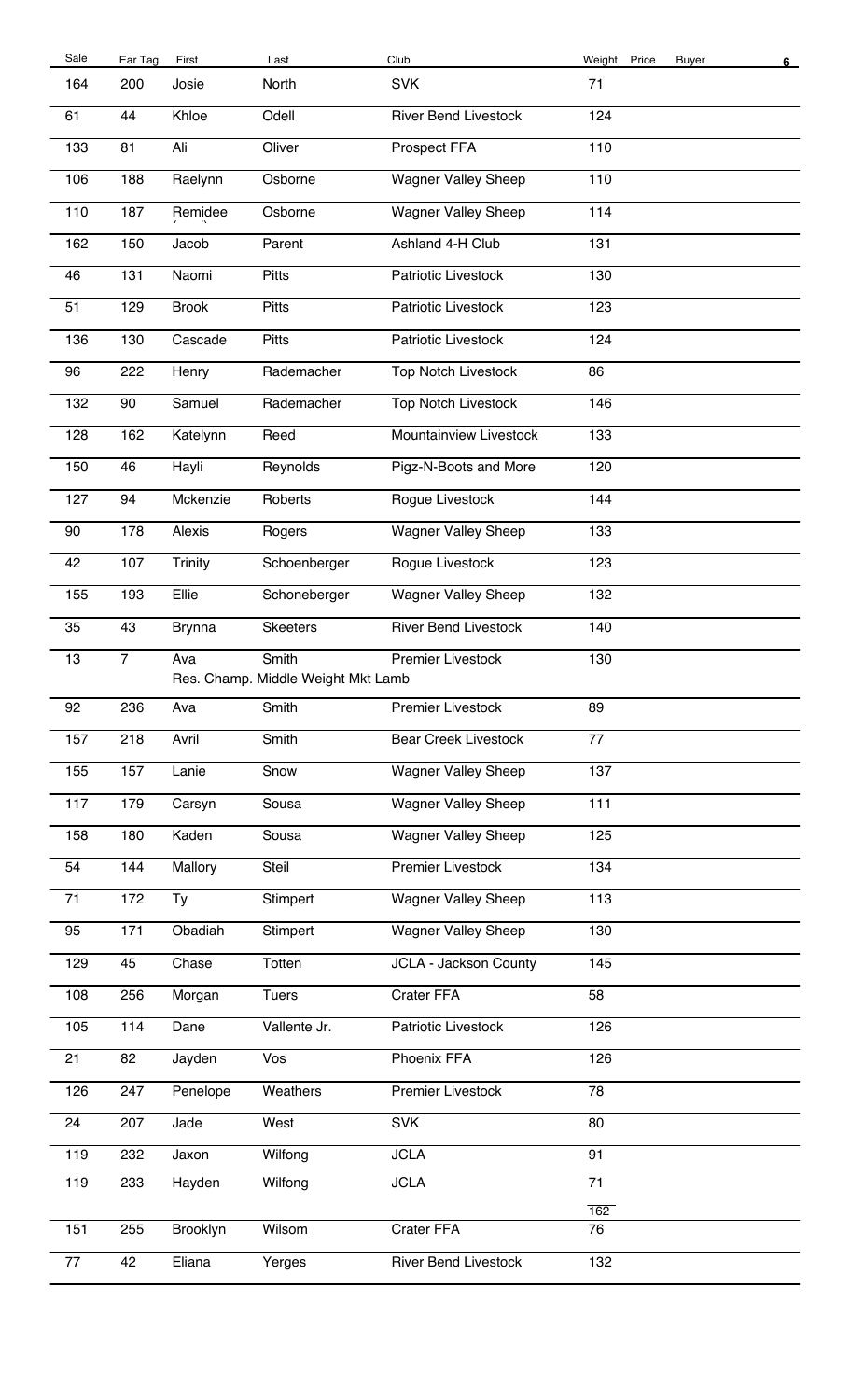| Sale | Ear Tag | First | Last | Club | Weight | Price | Buyer |
|---|---|---|---|---|---|---|---|
| 164 | 200 | Josie | North | SVK | 71 | | |
| 61 | 44 | Khloe | Odell | River Bend Livestock | 124 | | |
| 133 | 81 | Ali | Oliver | Prospect FFA | 110 | | |
| 106 | 188 | Raelynn | Osborne | Wagner Valley Sheep | 110 | | |
| 110 | 187 | Remidee | Osborne | Wagner Valley Sheep | 114 | | |
| 162 | 150 | Jacob | Parent | Ashland 4-H Club | 131 | | |
| 46 | 131 | Naomi | Pitts | Patriotic Livestock | 130 | | |
| 51 | 129 | Brook | Pitts | Patriotic Livestock | 123 | | |
| 136 | 130 | Cascade | Pitts | Patriotic Livestock | 124 | | |
| 96 | 222 | Henry | Rademacher | Top Notch Livestock | 86 | | |
| 132 | 90 | Samuel | Rademacher | Top Notch Livestock | 146 | | |
| 128 | 162 | Katelynn | Reed | Mountainview Livestock | 133 | | |
| 150 | 46 | Hayli | Reynolds | Pigz-N-Boots and More | 120 | | |
| 127 | 94 | Mckenzie | Roberts | Rogue Livestock | 144 | | |
| 90 | 178 | Alexis | Rogers | Wagner Valley Sheep | 133 | | |
| 42 | 107 | Trinity | Schoenberger | Rogue Livestock | 123 | | |
| 155 | 193 | Ellie | Schoneberger | Wagner Valley Sheep | 132 | | |
| 35 | 43 | Brynna | Skeeters | River Bend Livestock | 140 | | |
| 13 | 7 | Ava | Smith<br>Res. Champ. Middle Weight Mkt Lamb | Premier Livestock | 130 | | |
| 92 | 236 | Ava | Smith | Premier Livestock | 89 | | |
| 157 | 218 | Avril | Smith | Bear Creek Livestock | 77 | | |
| 155 | 157 | Lanie | Snow | Wagner Valley Sheep | 137 | | |
| 117 | 179 | Carsyn | Sousa | Wagner Valley Sheep | 111 | | |
| 158 | 180 | Kaden | Sousa | Wagner Valley Sheep | 125 | | |
| 54 | 144 | Mallory | Steil | Premier Livestock | 134 | | |
| 71 | 172 | Ty | Stimpert | Wagner Valley Sheep | 113 | | |
| 95 | 171 | Obadiah | Stimpert | Wagner Valley Sheep | 130 | | |
| 129 | 45 | Chase | Totten | JCLA - Jackson County | 145 | | |
| 108 | 256 | Morgan | Tuers | Crater FFA | 58 | | |
| 105 | 114 | Dane | Vallente Jr. | Patriotic Livestock | 126 | | |
| 21 | 82 | Jayden | Vos | Phoenix FFA | 126 | | |
| 126 | 247 | Penelope | Weathers | Premier Livestock | 78 | | |
| 24 | 207 | Jade | West | SVK | 80 | | |
| 119 | 232 | Jaxon | Wilfong | JCLA | 91 | | |
| 119 | 233 | Hayden | Wilfong | JCLA | 71<br>162 | | |
| 151 | 255 | Brooklyn | Wilsom | Crater FFA | 76 | | |
| 77 | 42 | Eliana | Yerges | River Bend Livestock | 132 | | |